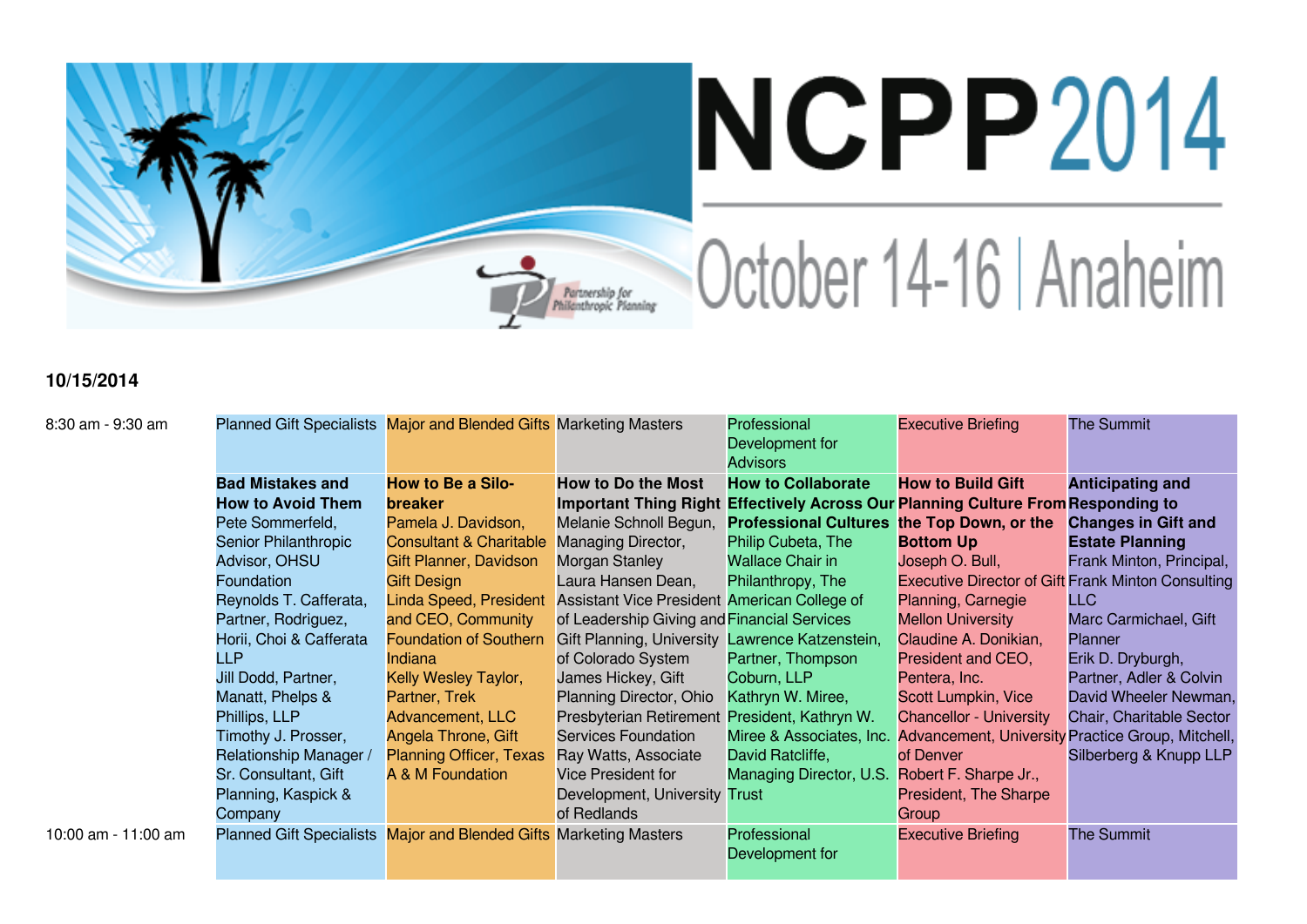# NCPP2014

## October 14-16 | Anaheim

Partnership for Philanthropic Planning

**10/15/2014**

| Time | Planned Gift Specialists | Major and Blended Gifts | Marketing Masters | Professional Development for Advisors | Executive Briefing | The Summit |
|---|---|---|---|---|---|---|
| 8:30 am - 9:30 am | **Bad Mistakes and How to Avoid Them** Pete Sommerfeld, Senior Philanthropic Advisor, OHSU Foundation Reynolds T. Cafferata, Partner, Rodriguez, Horii, Choi & Cafferata LLP Jill Dodd, Partner, Manatt, Phelps & Phillips, LLP Timothy J. Prosser, Relationship Manager / Sr. Consultant, Gift Planning, Kaspick & Company | **How to Be a Silo-breaker** Pamela J. Davidson, Consultant & Charitable Gift Planner, Davidson Gift Design Linda Speed, President and CEO, Community Foundation of Southern Indiana Kelly Wesley Taylor, Partner, Trek Advancement, LLC Angela Throne, Gift Planning Officer, Texas A & M Foundation | **How to Do the Most Important Thing Right** Melanie Schnoll Begun, Managing Director, Morgan Stanley Laura Hansen Dean, Assistant Vice President of Leadership Giving and Gift Planning, University of Colorado System James Hickey, Gift Planning Director, Ohio Presbyterian Retirement Services Foundation Ray Watts, Associate Vice President for Development, University of Redlands | **How to Collaborate Effectively Across Our Professional Cultures** Philip Cubeta, The Wallace Chair in Philanthropy, The American College of Financial Services Lawrence Katzenstein, Partner, Thompson Coburn, LLP Kathryn W. Miree, President, Kathryn W. Miree & Associates, Inc. David Ratcliffe, Managing Director, U.S. Trust | **How to Build Gift Planning Culture From the Top Down, or the Bottom Up** Joseph O. Bull, Executive Director of Gift Planning, Carnegie Mellon University Claudine A. Donikian, President and CEO, Pentera, Inc. Scott Lumpkin, Vice Chancellor - University Advancement, University of Denver Robert F. Sharpe Jr., President, The Sharpe Group | **Anticipating and Responding to Changes in Gift and Estate Planning** Frank Minton, Principal, Frank Minton Consulting LLC Marc Carmichael, Gift Planner Erik D. Dryburgh, Partner, Adler & Colvin David Wheeler Newman, Chair, Charitable Sector Practice Group, Mitchell, Silberberg & Knupp LLP |
| 10:00 am - 11:00 am | Planned Gift Specialists | Major and Blended Gifts | Marketing Masters | Professional Development for | Executive Briefing | The Summit |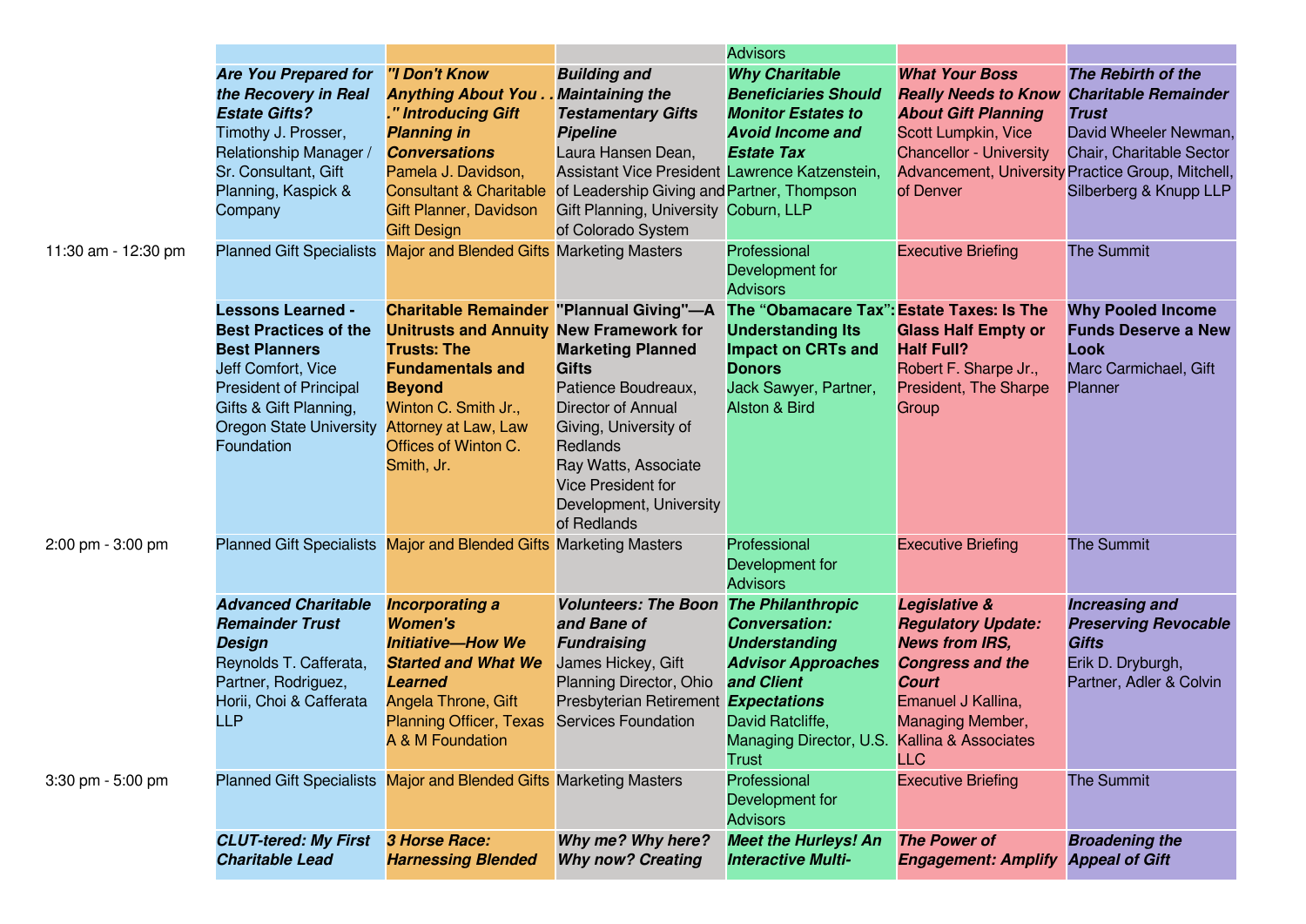| | | | | | | |
|---|---|---|---|---|---|---|
| | | | | Advisors | | |
| | ***Are You Prepared for the Recovery in Real Estate Gifts?*** Timothy J. Prosser, Relationship Manager / Sr. Consultant, Gift Planning, Kaspick & Company | ***"I Don't Know Anything About You . . ." Introducing Gift Planning in Conversations*** Pamela J. Davidson, Consultant & Charitable Gift Planner, Davidson Gift Design | ***Building and Maintaining the Testamentary Gifts Pipeline*** Laura Hansen Dean, Assistant Vice President of Leadership Giving and Gift Planning, University of Colorado System | ***Why Charitable Beneficiaries Should Monitor Estates to Avoid Income and Estate Tax*** Lawrence Katzenstein, Partner, Thompson Coburn, LLP | ***What Your Boss Really Needs to Know About Gift Planning*** Scott Lumpkin, Vice Chancellor - University Advancement, University of Denver | ***The Rebirth of the Charitable Remainder Trust*** David Wheeler Newman, Chair, Charitable Sector Practice Group, Mitchell, Silberberg & Knupp LLP |
| 11:30 am - 12:30 pm | Planned Gift Specialists | Major and Blended Gifts | Marketing Masters | Professional Development for Advisors | Executive Briefing | The Summit |
| | **Lessons Learned - Best Practices of the Best Planners** Jeff Comfort, Vice President of Principal Gifts & Gift Planning, Oregon State University Foundation | **Charitable Remainder Unitrusts and Annuity Trusts: The Fundamentals and Beyond** Winton C. Smith Jr., Attorney at Law, Law Offices of Winton C. Smith, Jr. | **"Plannual Giving"—A New Framework for Marketing Planned Gifts** Patience Boudreaux, Director of Annual Giving, University of Redlands Ray Watts, Associate Vice President for Development, University of Redlands | **The "Obamacare Tax": Understanding Its Impact on CRTs and Donors** Jack Sawyer, Partner, Alston & Bird | **Estate Taxes: Is The Glass Half Empty or Half Full?** Robert F. Sharpe Jr., President, The Sharpe Group | **Why Pooled Income Funds Deserve a New Look** Marc Carmichael, Gift Planner |
| 2:00 pm - 3:00 pm | Planned Gift Specialists | Major and Blended Gifts | Marketing Masters | Professional Development for Advisors | Executive Briefing | The Summit |
| | ***Advanced Charitable Remainder Trust Design*** Reynolds T. Cafferata, Partner, Rodriguez, Horii, Choi & Cafferata LLP | ***Incorporating a Women's Initiative—How We Started and What We Learned*** Angela Throne, Gift Planning Officer, Texas A & M Foundation | ***Volunteers: The Boon and Bane of Fundraising*** James Hickey, Gift Planning Director, Ohio Presbyterian Retirement Services Foundation | ***The Philanthropic Conversation: Understanding Advisor Approaches and Client Expectations*** David Ratcliffe, Managing Director, U.S. Trust | ***Legislative & Regulatory Update: News from IRS, Congress and the Court*** Emanuel J Kallina, Managing Member, Kallina & Associates LLC | ***Increasing and Preserving Revocable Gifts*** Erik D. Dryburgh, Partner, Adler & Colvin |
| 3:30 pm - 5:00 pm | Planned Gift Specialists | Major and Blended Gifts | Marketing Masters | Professional Development for Advisors | Executive Briefing | The Summit |
| | ***CLUT-tered: My First Charitable Lead*** | ***3 Horse Race: Harnessing Blended*** | ***Why me? Why here? Why now? Creating*** | ***Meet the Hurleys! An Interactive Multi-*** | ***The Power of Engagement: Amplify*** | ***Broadening the Appeal of Gift*** |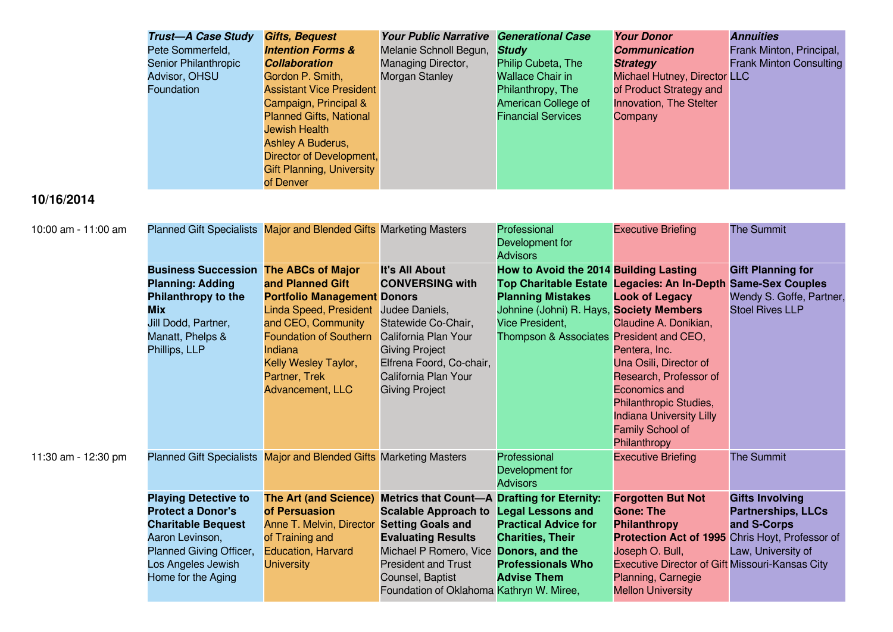| | | | | | | |
|---|---|---|---|---|---|---|
| | ***Trust—A Case Study*** Pete Sommerfeld, Senior Philanthropic Advisor, OHSU Foundation | ***Gifts, Bequest Intention Forms & Collaboration*** Gordon P. Smith, Assistant Vice President Campaign, Principal & Planned Gifts, National Jewish Health Ashley A Buderus, Director of Development, Gift Planning, University of Denver | ***Your Public Narrative*** Melanie Schnoll Begun, Managing Director, Morgan Stanley | ***Generational Case Study*** Philip Cubeta, The Wallace Chair in Philanthropy, The American College of Financial Services | ***Your Donor Communication Strategy*** Michael Hutney, Director of Product Strategy and Innovation, The Stelter Company | ***Annuities*** Frank Minton, Principal, Frank Minton Consulting LLC |

**10/16/2014**

| | | | | | | |
|---|---|---|---|---|---|---|
| 10:00 am - 11:00 am | Planned Gift Specialists | Major and Blended Gifts | Marketing Masters | Professional Development for Advisors | Executive Briefing | The Summit |
| | **Business Succession Planning: Adding Philanthropy to the Mix** Jill Dodd, Partner, Manatt, Phelps & Phillips, LLP | **The ABCs of Major and Planned Gift Portfolio Management** Linda Speed, President and CEO, Community Foundation of Southern Indiana Kelly Wesley Taylor, Partner, Trek Advancement, LLC | **It's All About CONVERSING with Donors** Judee Daniels, Statewide Co-Chair, California Plan Your Giving Project Elfrena Foord, Co-chair, California Plan Your Giving Project | **How to Avoid the 2014 Top Charitable Estate Planning Mistakes** Johnine (Johni) R. Hays, Vice President, Thompson & Associates | **Building Lasting Legacies: An In-Depth Look of Legacy Society Members** Claudine A. Donikian, President and CEO, Pentera, Inc. Una Osili, Director of Research, Professor of Economics and Philanthropic Studies, Indiana University Lilly Family School of Philanthropy | **Gift Planning for Same-Sex Couples** Wendy S. Goffe, Partner, Stoel Rives LLP |
| 11:30 am - 12:30 pm | Planned Gift Specialists | Major and Blended Gifts | Marketing Masters | Professional Development for Advisors | Executive Briefing | The Summit |
| | **Playing Detective to Protect a Donor's Charitable Bequest** Aaron Levinson, Planned Giving Officer, Los Angeles Jewish Home for the Aging | **The Art (and Science) of Persuasion** Anne T. Melvin, Director of Training and Education, Harvard University | **Metrics that Count—A Scalable Approach to Setting Goals and Evaluating Results** Michael P Romero, Vice President and Trust Counsel, Baptist Foundation of Oklahoma | **Drafting for Eternity: Legal Lessons and Practical Advice for Charities, Their Donors, and the Professionals Who Advise Them** Kathryn W. Miree, | **Forgotten But Not Gone: The Philanthropy Protection Act of 1995** Joseph O. Bull, Executive Director of Gift Planning, Carnegie Mellon University | **Gifts Involving Partnerships, LLCs and S-Corps** Chris Hoyt, Professor of Law, University of Missouri-Kansas City |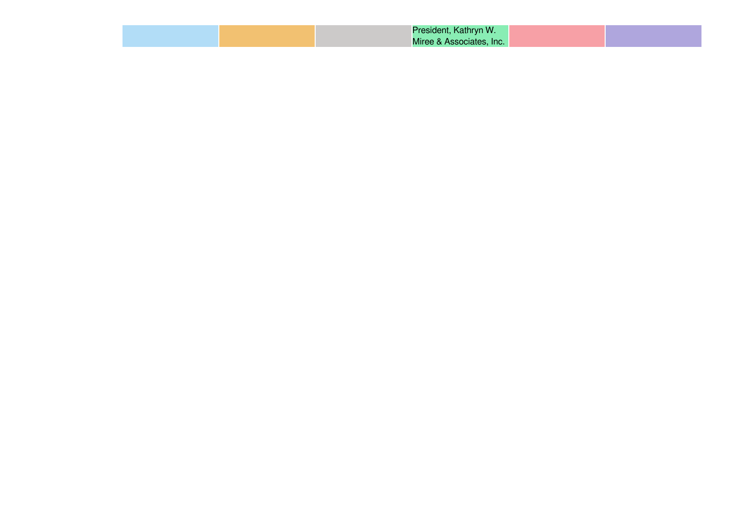| | | | | | |
|---|---|---|---|---|---|
| | | | President, Kathryn W. Miree & Associates, Inc. | | |